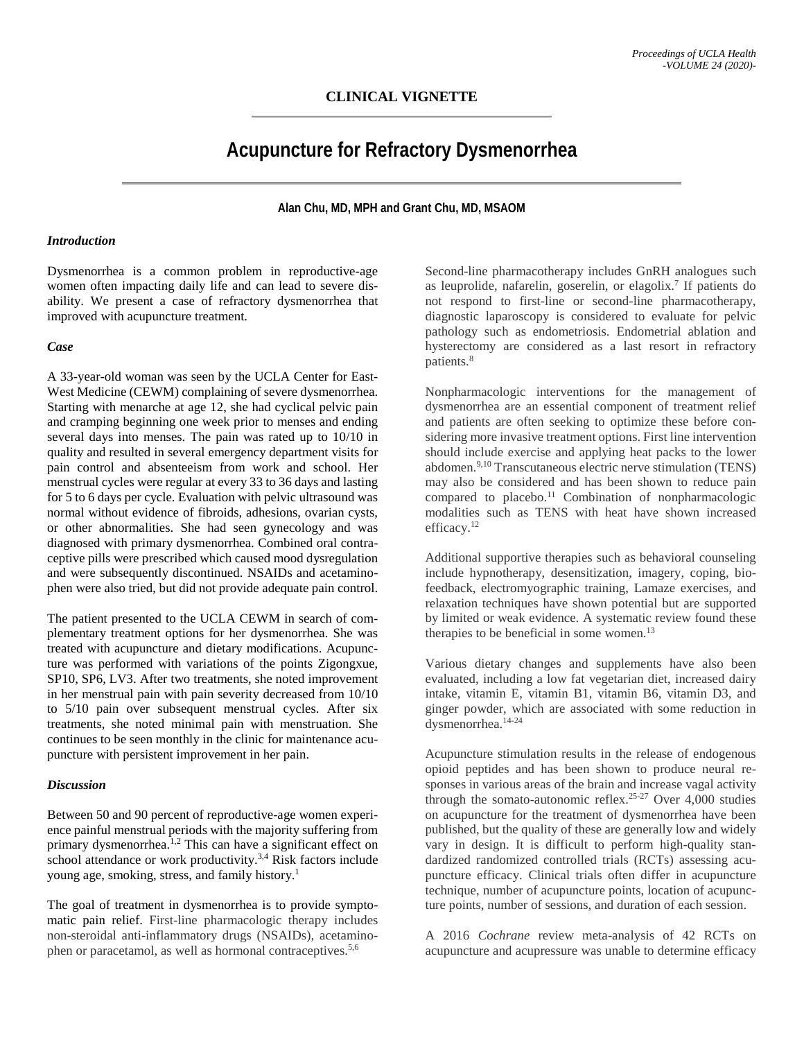**CLINICAL VIGNETTE**

# Acupuncture for Refractory Dysmenorrhea

**Alan Chu, MD, MPH and Grant Chu, MD, MSAOM**

### *Introduction*

Dysmenorrhea is a common problem in reproductive-age women often impacting daily life and can lead to severe disability. We present a case of refractory dysmenorrhea that improved with acupuncture treatment.

### *Case*

A 33-year-old woman was seen by the UCLA Center for East-West Medicine (CEWM) complaining of severe dysmenorrhea. Starting with menarche at age 12, she had cyclical pelvic pain and cramping beginning one week prior to menses and ending several days into menses. The pain was rated up to 10/10 in quality and resulted in several emergency department visits for pain control and absenteeism from work and school. Her menstrual cycles were regular at every 33 to 36 days and lasting for 5 to 6 days per cycle. Evaluation with pelvic ultrasound was normal without evidence of fibroids, adhesions, ovarian cysts, or other abnormalities. She had seen gynecology and was diagnosed with primary dysmenorrhea. Combined oral contraceptive pills were prescribed which caused mood dysregulation and were subsequently discontinued. NSAIDs and acetaminophen were also tried, but did not provide adequate pain control.

The patient presented to the UCLA CEWM in search of complementary treatment options for her dysmenorrhea. She was treated with acupuncture and dietary modifications. Acupuncture was performed with variations of the points Zigongxue, SP10, SP6, LV3. After two treatments, she noted improvement in her menstrual pain with pain severity decreased from 10/10 to 5/10 pain over subsequent menstrual cycles. After six treatments, she noted minimal pain with menstruation. She continues to be seen monthly in the clinic for maintenance acupuncture with persistent improvement in her pain.

### *Discussion*

Between 50 and 90 percent of reproductive-age women experience painful menstrual periods with the majority suffering from primary dysmenorrhea.[1,2] This can have a significant effect on school attendance or work productivity.[3,4] Risk factors include young age, smoking, stress, and family history.[1]

The goal of treatment in dysmenorrhea is to provide symptomatic pain relief. First-line pharmacologic therapy includes non-steroidal anti-inflammatory drugs (NSAIDs), acetaminophen or paracetamol, as well as hormonal contraceptives.[5,6] Second-line pharmacotherapy includes GnRH analogues such as leuprolide, nafarelin, goserelin, or elagolix.[7] If patients do not respond to first-line or second-line pharmacotherapy, diagnostic laparoscopy is considered to evaluate for pelvic pathology such as endometriosis. Endometrial ablation and hysterectomy are considered as a last resort in refractory patients.[8]

Nonpharmacologic interventions for the management of dysmenorrhea are an essential component of treatment relief and patients are often seeking to optimize these before considering more invasive treatment options. First line intervention should include exercise and applying heat packs to the lower abdomen.[9,10] Transcutaneous electric nerve stimulation (TENS) may also be considered and has been shown to reduce pain compared to placebo.[11] Combination of nonpharmacologic modalities such as TENS with heat have shown increased efficacy.[12]

Additional supportive therapies such as behavioral counseling include hypnotherapy, desensitization, imagery, coping, biofeedback, electromyographic training, Lamaze exercises, and relaxation techniques have shown potential but are supported by limited or weak evidence. A systematic review found these therapies to be beneficial in some women.[13]

Various dietary changes and supplements have also been evaluated, including a low fat vegetarian diet, increased dairy intake, vitamin E, vitamin B1, vitamin B6, vitamin D3, and ginger powder, which are associated with some reduction in dysmenorrhea.[14-24]

Acupuncture stimulation results in the release of endogenous opioid peptides and has been shown to produce neural responses in various areas of the brain and increase vagal activity through the somato-autonomic reflex.[25-27] Over 4,000 studies on acupuncture for the treatment of dysmenorrhea have been published, but the quality of these are generally low and widely vary in design. It is difficult to perform high-quality standardized randomized controlled trials (RCTs) assessing acupuncture efficacy. Clinical trials often differ in acupuncture technique, number of acupuncture points, location of acupuncture points, number of sessions, and duration of each session.

A 2016 *Cochrane* review meta-analysis of 42 RCTs on acupuncture and acupressure was unable to determine efficacy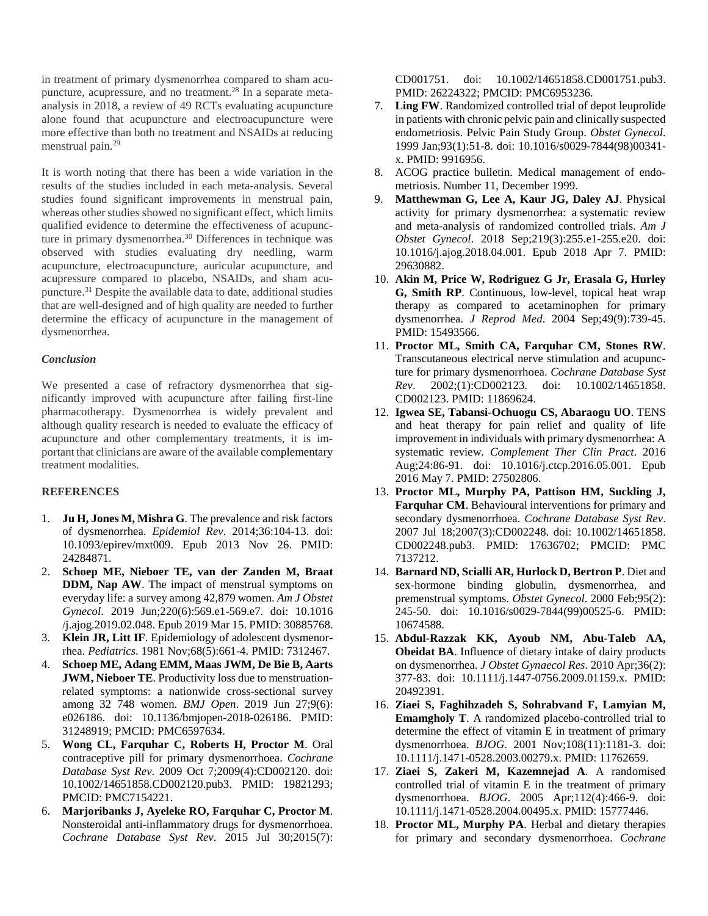in treatment of primary dysmenorrhea compared to sham acupuncture, acupressure, and no treatment.[28] In a separate meta-analysis in 2018, a review of 49 RCTs evaluating acupuncture alone found that acupuncture and electroacupuncture were more effective than both no treatment and NSAIDs at reducing menstrual pain.[29]

It is worth noting that there has been a wide variation in the results of the studies included in each meta-analysis. Several studies found significant improvements in menstrual pain, whereas other studies showed no significant effect, which limits qualified evidence to determine the effectiveness of acupuncture in primary dysmenorrhea.[30] Differences in technique was observed with studies evaluating dry needling, warm acupuncture, electroacupuncture, auricular acupuncture, and acupressure compared to placebo, NSAIDs, and sham acupuncture.[31] Despite the available data to date, additional studies that are well-designed and of high quality are needed to further determine the efficacy of acupuncture in the management of dysmenorrhea.

### *Conclusion*

We presented a case of refractory dysmenorrhea that significantly improved with acupuncture after failing first-line pharmacotherapy. Dysmenorrhea is widely prevalent and although quality research is needed to evaluate the efficacy of acupuncture and other complementary treatments, it is important that clinicians are aware of the available complementary treatment modalities.

## REFERENCES

1. **Ju H, Jones M, Mishra G**. The prevalence and risk factors of dysmenorrhea. *Epidemiol Rev*. 2014;36:104-13. doi: 10.1093/epirev/mxt009. Epub 2013 Nov 26. PMID: 24284871.
2. **Schoep ME, Nieboer TE, van der Zanden M, Braat DDM, Nap AW**. The impact of menstrual symptoms on everyday life: a survey among 42,879 women. *Am J Obstet Gynecol*. 2019 Jun;220(6):569.e1-569.e7. doi: 10.1016 /j.ajog.2019.02.048. Epub 2019 Mar 15. PMID: 30885768.
3. **Klein JR, Litt IF**. Epidemiology of adolescent dysmenorrhea. *Pediatrics*. 1981 Nov;68(5):661-4. PMID: 7312467.
4. **Schoep ME, Adang EMM, Maas JWM, De Bie B, Aarts JWM, Nieboer TE**. Productivity loss due to menstruation-related symptoms: a nationwide cross-sectional survey among 32 748 women. *BMJ Open*. 2019 Jun 27;9(6): e026186. doi: 10.1136/bmjopen-2018-026186. PMID: 31248919; PMCID: PMC6597634.
5. **Wong CL, Farquhar C, Roberts H, Proctor M**. Oral contraceptive pill for primary dysmenorrhoea. *Cochrane Database Syst Rev*. 2009 Oct 7;2009(4):CD002120. doi: 10.1002/14651858.CD002120.pub3. PMID: 19821293; PMCID: PMC7154221.
6. **Marjoribanks J, Ayeleke RO, Farquhar C, Proctor M**. Nonsteroidal anti-inflammatory drugs for dysmenorrhoea. *Cochrane Database Syst Rev*. 2015 Jul 30;2015(7): CD001751. doi: 10.1002/14651858.CD001751.pub3. PMID: 26224322; PMCID: PMC6953236.
7. **Ling FW**. Randomized controlled trial of depot leuprolide in patients with chronic pelvic pain and clinically suspected endometriosis. Pelvic Pain Study Group. *Obstet Gynecol*. 1999 Jan;93(1):51-8. doi: 10.1016/s0029-7844(98)00341-x. PMID: 9916956.
8. ACOG practice bulletin. Medical management of endometriosis. Number 11, December 1999.
9. **Matthewman G, Lee A, Kaur JG, Daley AJ**. Physical activity for primary dysmenorrhea: a systematic review and meta-analysis of randomized controlled trials. *Am J Obstet Gynecol*. 2018 Sep;219(3):255.e1-255.e20. doi: 10.1016/j.ajog.2018.04.001. Epub 2018 Apr 7. PMID: 29630882.
10. **Akin M, Price W, Rodriguez G Jr, Erasala G, Hurley G, Smith RP**. Continuous, low-level, topical heat wrap therapy as compared to acetaminophen for primary dysmenorrhea. *J Reprod Med*. 2004 Sep;49(9):739-45. PMID: 15493566.
11. **Proctor ML, Smith CA, Farquhar CM, Stones RW**. Transcutaneous electrical nerve stimulation and acupuncture for primary dysmenorrhoea. *Cochrane Database Syst Rev*. 2002;(1):CD002123. doi: 10.1002/14651858. CD002123. PMID: 11869624.
12. **Igwea SE, Tabansi-Ochuogu CS, Abaraogu UO**. TENS and heat therapy for pain relief and quality of life improvement in individuals with primary dysmenorrhea: A systematic review. *Complement Ther Clin Pract*. 2016 Aug;24:86-91. doi: 10.1016/j.ctcp.2016.05.001. Epub 2016 May 7. PMID: 27502806.
13. **Proctor ML, Murphy PA, Pattison HM, Suckling J, Farquhar CM**. Behavioural interventions for primary and secondary dysmenorrhoea. *Cochrane Database Syst Rev*. 2007 Jul 18;2007(3):CD002248. doi: 10.1002/14651858. CD002248.pub3. PMID: 17636702; PMCID: PMC 7137212.
14. **Barnard ND, Scialli AR, Hurlock D, Bertron P**. Diet and sex-hormone binding globulin, dysmenorrhea, and premenstrual symptoms. *Obstet Gynecol*. 2000 Feb;95(2): 245-50. doi: 10.1016/s0029-7844(99)00525-6. PMID: 10674588.
15. **Abdul-Razzak KK, Ayoub NM, Abu-Taleb AA, Obeidat BA**. Influence of dietary intake of dairy products on dysmenorrhea. *J Obstet Gynaecol Res*. 2010 Apr;36(2): 377-83. doi: 10.1111/j.1447-0756.2009.01159.x. PMID: 20492391.
16. **Ziaei S, Faghihzadeh S, Sohrabvand F, Lamyian M, Emamgholy T**. A randomized placebo-controlled trial to determine the effect of vitamin E in treatment of primary dysmenorrhoea. *BJOG*. 2001 Nov;108(11):1181-3. doi: 10.1111/j.1471-0528.2003.00279.x. PMID: 11762659.
17. **Ziaei S, Zakeri M, Kazemnejad A**. A randomised controlled trial of vitamin E in the treatment of primary dysmenorrhoea. *BJOG*. 2005 Apr;112(4):466-9. doi: 10.1111/j.1471-0528.2004.00495.x. PMID: 15777446.
18. **Proctor ML, Murphy PA**. Herbal and dietary therapies for primary and secondary dysmenorrhoea. *Cochrane*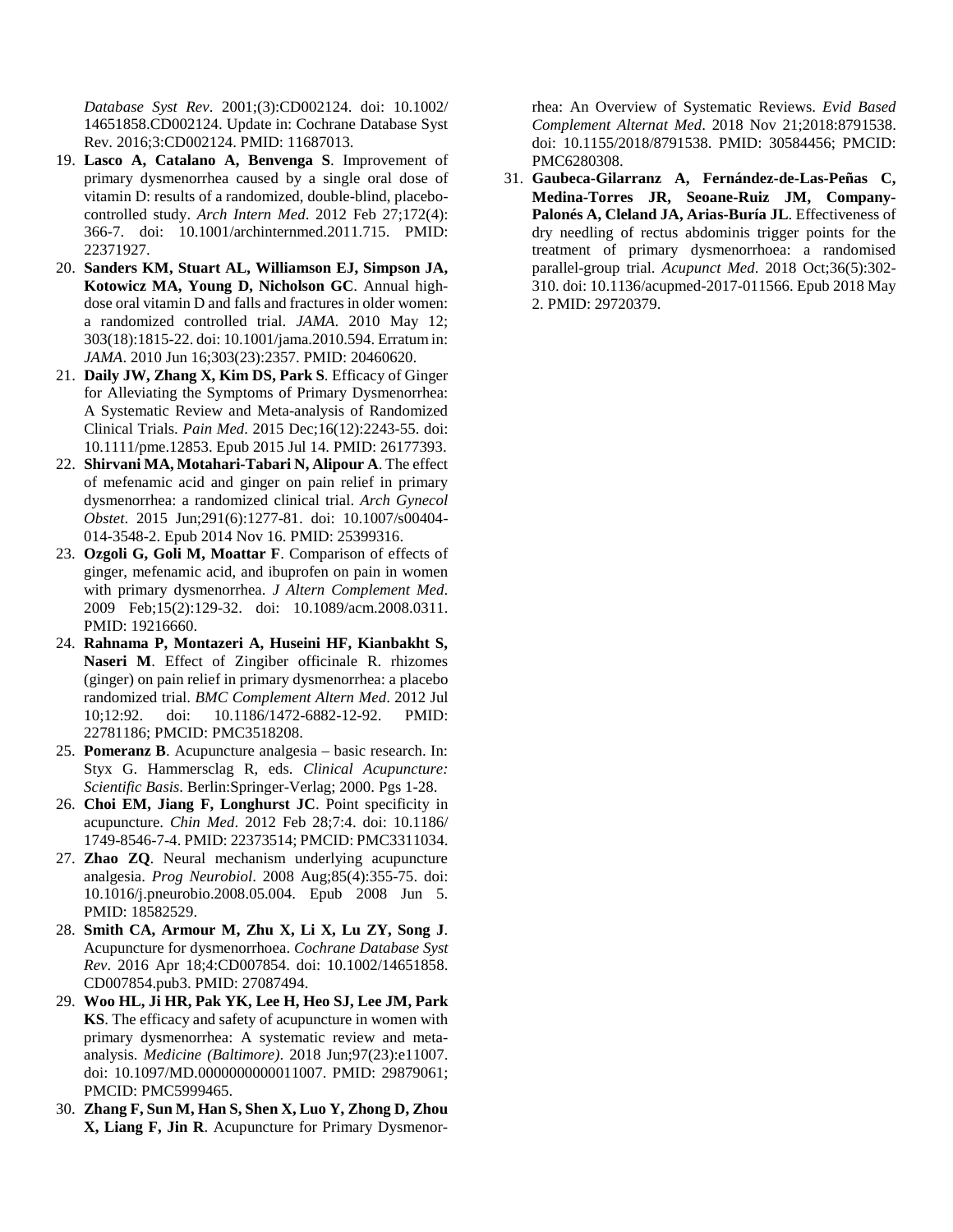*Database Syst Rev*. 2001;(3):CD002124. doi: 10.1002/14651858.CD002124. Update in: Cochrane Database Syst Rev. 2016;3:CD002124. PMID: 11687013.

19. **Lasco A, Catalano A, Benvenga S**. Improvement of primary dysmenorrhea caused by a single oral dose of vitamin D: results of a randomized, double-blind, placebo-controlled study. *Arch Intern Med*. 2012 Feb 27;172(4): 366-7. doi: 10.1001/archinternmed.2011.715. PMID: 22371927.
20. **Sanders KM, Stuart AL, Williamson EJ, Simpson JA, Kotowicz MA, Young D, Nicholson GC**. Annual high-dose oral vitamin D and falls and fractures in older women: a randomized controlled trial. *JAMA*. 2010 May 12; 303(18):1815-22. doi: 10.1001/jama.2010.594. Erratum in: *JAMA*. 2010 Jun 16;303(23):2357. PMID: 20460620.
21. **Daily JW, Zhang X, Kim DS, Park S**. Efficacy of Ginger for Alleviating the Symptoms of Primary Dysmenorrhea: A Systematic Review and Meta-analysis of Randomized Clinical Trials. *Pain Med*. 2015 Dec;16(12):2243-55. doi: 10.1111/pme.12853. Epub 2015 Jul 14. PMID: 26177393.
22. **Shirvani MA, Motahari-Tabari N, Alipour A**. The effect of mefenamic acid and ginger on pain relief in primary dysmenorrhea: a randomized clinical trial. *Arch Gynecol Obstet*. 2015 Jun;291(6):1277-81. doi: 10.1007/s00404-014-3548-2. Epub 2014 Nov 16. PMID: 25399316.
23. **Ozgoli G, Goli M, Moattar F**. Comparison of effects of ginger, mefenamic acid, and ibuprofen on pain in women with primary dysmenorrhea. *J Altern Complement Med*. 2009 Feb;15(2):129-32. doi: 10.1089/acm.2008.0311. PMID: 19216660.
24. **Rahnama P, Montazeri A, Huseini HF, Kianbakht S, Naseri M**. Effect of Zingiber officinale R. rhizomes (ginger) on pain relief in primary dysmenorrhea: a placebo randomized trial. *BMC Complement Altern Med*. 2012 Jul 10;12:92. doi: 10.1186/1472-6882-12-92. PMID: 22781186; PMCID: PMC3518208.
25. **Pomeranz B**. Acupuncture analgesia – basic research. In: Styx G. Hammersclag R, eds. *Clinical Acupuncture: Scientific Basis*. Berlin:Springer-Verlag; 2000. Pgs 1-28.
26. **Choi EM, Jiang F, Longhurst JC**. Point specificity in acupuncture. *Chin Med*. 2012 Feb 28;7:4. doi: 10.1186/1749-8546-7-4. PMID: 22373514; PMCID: PMC3311034.
27. **Zhao ZQ**. Neural mechanism underlying acupuncture analgesia. *Prog Neurobiol*. 2008 Aug;85(4):355-75. doi: 10.1016/j.pneurobio.2008.05.004. Epub 2008 Jun 5. PMID: 18582529.
28. **Smith CA, Armour M, Zhu X, Li X, Lu ZY, Song J**. Acupuncture for dysmenorrhoea. *Cochrane Database Syst Rev*. 2016 Apr 18;4:CD007854. doi: 10.1002/14651858.CD007854.pub3. PMID: 27087494.
29. **Woo HL, Ji HR, Pak YK, Lee H, Heo SJ, Lee JM, Park KS**. The efficacy and safety of acupuncture in women with primary dysmenorrhea: A systematic review and meta-analysis. *Medicine (Baltimore)*. 2018 Jun;97(23):e11007. doi: 10.1097/MD.0000000000011007. PMID: 29879061; PMCID: PMC5999465.
30. **Zhang F, Sun M, Han S, Shen X, Luo Y, Zhong D, Zhou X, Liang F, Jin R**. Acupuncture for Primary Dysmenorrhea: An Overview of Systematic Reviews. *Evid Based Complement Alternat Med*. 2018 Nov 21;2018:8791538. doi: 10.1155/2018/8791538. PMID: 30584456; PMCID: PMC6280308.
31. **Gaubeca-Gilarranz A, Fernández-de-Las-Peñas C, Medina-Torres JR, Seoane-Ruiz JM, Company-Palonés A, Cleland JA, Arias-Buría JL**. Effectiveness of dry needling of rectus abdominis trigger points for the treatment of primary dysmenorrhoea: a randomised parallel-group trial. *Acupunct Med*. 2018 Oct;36(5):302-310. doi: 10.1136/acupmed-2017-011566. Epub 2018 May 2. PMID: 29720379.